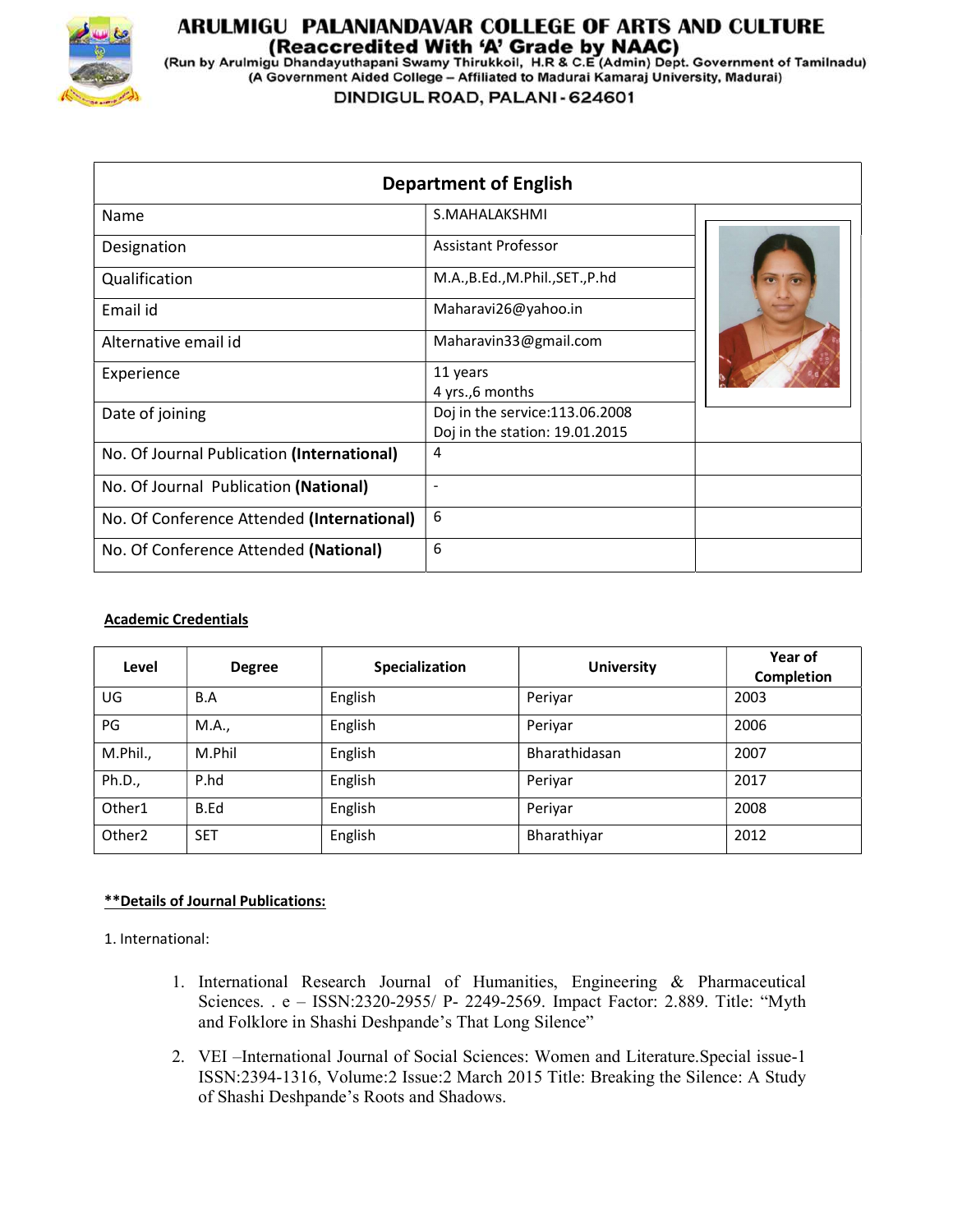# ARULMIGU PALANIANDAVAR COLLEGE OF ARTS AND CULTURE

**(Reaccredited With 'A' Grade by NAAC)**

(Run by Arulmigu Dhandayuthapani Swamy Thirukkoil, H.R & C.E (Admin) Dept. Government of Tamilnadu)

(A Government Aided College – Affiliated to Madurai Kamaraj University, Madurai)

DINDIGUL ROAD, PALANI - 624601

## Department of English

| | | |
|---|---|---|
| Name | S.MAHALAKSHMI | |
| Designation | Assistant Professor | |
| Qualification | M.A.,B.Ed.,M.Phil.,SET.,P.hd | |
| Email id | Maharavi26@yahoo.in | |
| Alternative email id | Maharavin33@gmail.com | |
| Experience | 11 years<br>4 yrs.,6 months | |
| Date of joining | Doj in the service:113.06.2008<br>Doj in the station: 19.01.2015 | |
| No. Of Journal Publication **(International)** | 4 | |
| No. Of Journal Publication **(National)** | - | |
| No. Of Conference Attended **(International)** | 6 | |
| No. Of Conference Attended **(National)** | 6 | |

**Academic Credentials**

| Level | Degree | Specialization | University | Year of Completion |
|---|---|---|---|---|
| UG | B.A | English | Periyar | 2003 |
| PG | M.A., | English | Periyar | 2006 |
| M.Phil., | M.Phil | English | Bharathidasan | 2007 |
| Ph.D., | P.hd | English | Periyar | 2017 |
| Other1 | B.Ed | English | Periyar | 2008 |
| Other2 | SET | English | Bharathiyar | 2012 |

****Details of Journal Publications:**

1. International:

1. International Research Journal of Humanities, Engineering & Pharmaceutical Sciences. . e – ISSN:2320-2955/ P- 2249-2569. Impact Factor: 2.889. Title: "Myth and Folklore in Shashi Deshpande's That Long Silence"
2. VEI –International Journal of Social Sciences: Women and Literature.Special issue-1 ISSN:2394-1316, Volume:2 Issue:2 March 2015 Title: Breaking the Silence: A Study of Shashi Deshpande's Roots and Shadows.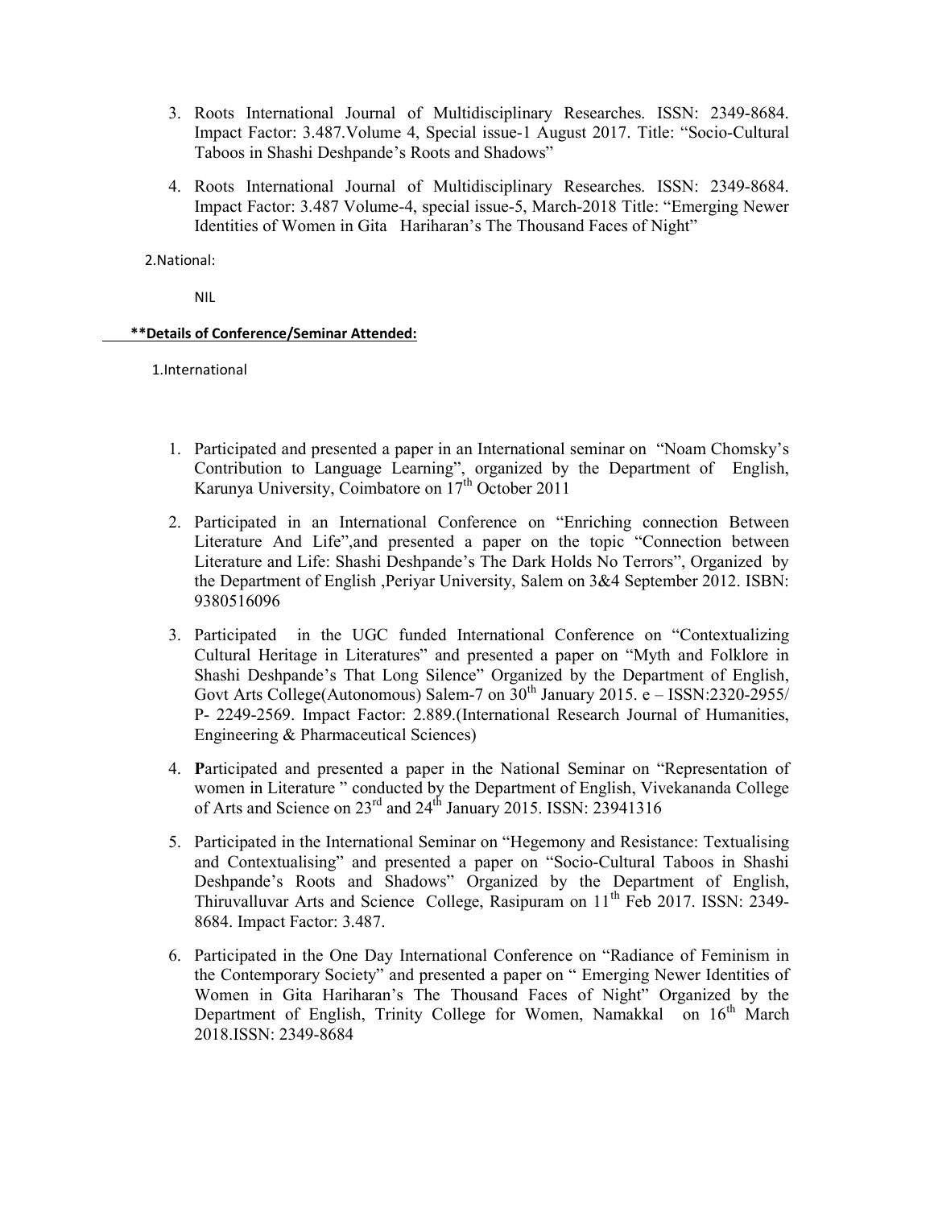3. Roots International Journal of Multidisciplinary Researches. ISSN: 2349-8684. Impact Factor: 3.487.Volume 4, Special issue-1 August 2017. Title: "Socio-Cultural Taboos in Shashi Deshpande's Roots and Shadows"

4. Roots International Journal of Multidisciplinary Researches. ISSN: 2349-8684. Impact Factor: 3.487 Volume-4, special issue-5, March-2018 Title: "Emerging Newer Identities of Women in Gita Hariharan's The Thousand Faces of Night"

2.National:

NIL

**\*\*Details of Conference/Seminar Attended:**

1.International

1. Participated and presented a paper in an International seminar on "Noam Chomsky's Contribution to Language Learning", organized by the Department of English, Karunya University, Coimbatore on 17th October 2011

2. Participated in an International Conference on "Enriching connection Between Literature And Life",and presented a paper on the topic "Connection between Literature and Life: Shashi Deshpande's The Dark Holds No Terrors", Organized by the Department of English ,Periyar University, Salem on 3&4 September 2012. ISBN: 9380516096

3. Participated in the UGC funded International Conference on "Contextualizing Cultural Heritage in Literatures" and presented a paper on "Myth and Folklore in Shashi Deshpande's That Long Silence" Organized by the Department of English, Govt Arts College(Autonomous) Salem-7 on 30th January 2015. e – ISSN:2320-2955/ P- 2249-2569. Impact Factor: 2.889.(International Research Journal of Humanities, Engineering & Pharmaceutical Sciences)

4. **P**articipated and presented a paper in the National Seminar on "Representation of women in Literature " conducted by the Department of English, Vivekananda College of Arts and Science on 23rd and 24th January 2015. ISSN: 23941316

5. Participated in the International Seminar on "Hegemony and Resistance: Textualising and Contextualising" and presented a paper on "Socio-Cultural Taboos in Shashi Deshpande's Roots and Shadows" Organized by the Department of English, Thiruvalluvar Arts and Science College, Rasipuram on 11th Feb 2017. ISSN: 2349-8684. Impact Factor: 3.487.

6. Participated in the One Day International Conference on "Radiance of Feminism in the Contemporary Society" and presented a paper on " Emerging Newer Identities of Women in Gita Hariharan's The Thousand Faces of Night" Organized by the Department of English, Trinity College for Women, Namakkal on 16th March 2018.ISSN: 2349-8684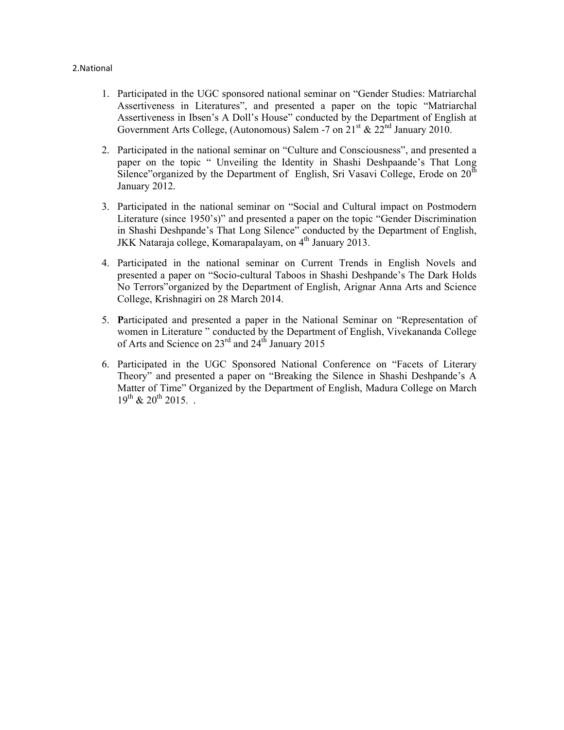2.National

1. Participated in the UGC sponsored national seminar on "Gender Studies: Matriarchal Assertiveness in Literatures", and presented a paper on the topic "Matriarchal Assertiveness in Ibsen's A Doll's House" conducted by the Department of English at Government Arts College, (Autonomous) Salem -7 on 21st & 22nd January 2010.

2. Participated in the national seminar on "Culture and Consciousness", and presented a paper on the topic " Unveiling the Identity in Shashi Deshpaande's That Long Silence"organized by the Department of English, Sri Vasavi College, Erode on 20th January 2012.

3. Participated in the national seminar on "Social and Cultural impact on Postmodern Literature (since 1950's)" and presented a paper on the topic "Gender Discrimination in Shashi Deshpande's That Long Silence" conducted by the Department of English, JKK Nataraja college, Komarapalayam, on 4th January 2013.

4. Participated in the national seminar on Current Trends in English Novels and presented a paper on "Socio-cultural Taboos in Shashi Deshpande's The Dark Holds No Terrors"organized by the Department of English, Arignar Anna Arts and Science College, Krishnagiri on 28 March 2014.

5. **P**articipated and presented a paper in the National Seminar on "Representation of women in Literature " conducted by the Department of English, Vivekananda College of Arts and Science on 23rd and 24th January 2015

6. Participated in the UGC Sponsored National Conference on "Facets of Literary Theory" and presented a paper on "Breaking the Silence in Shashi Deshpande's A Matter of Time" Organized by the Department of English, Madura College on March 19th & 20th 2015. .